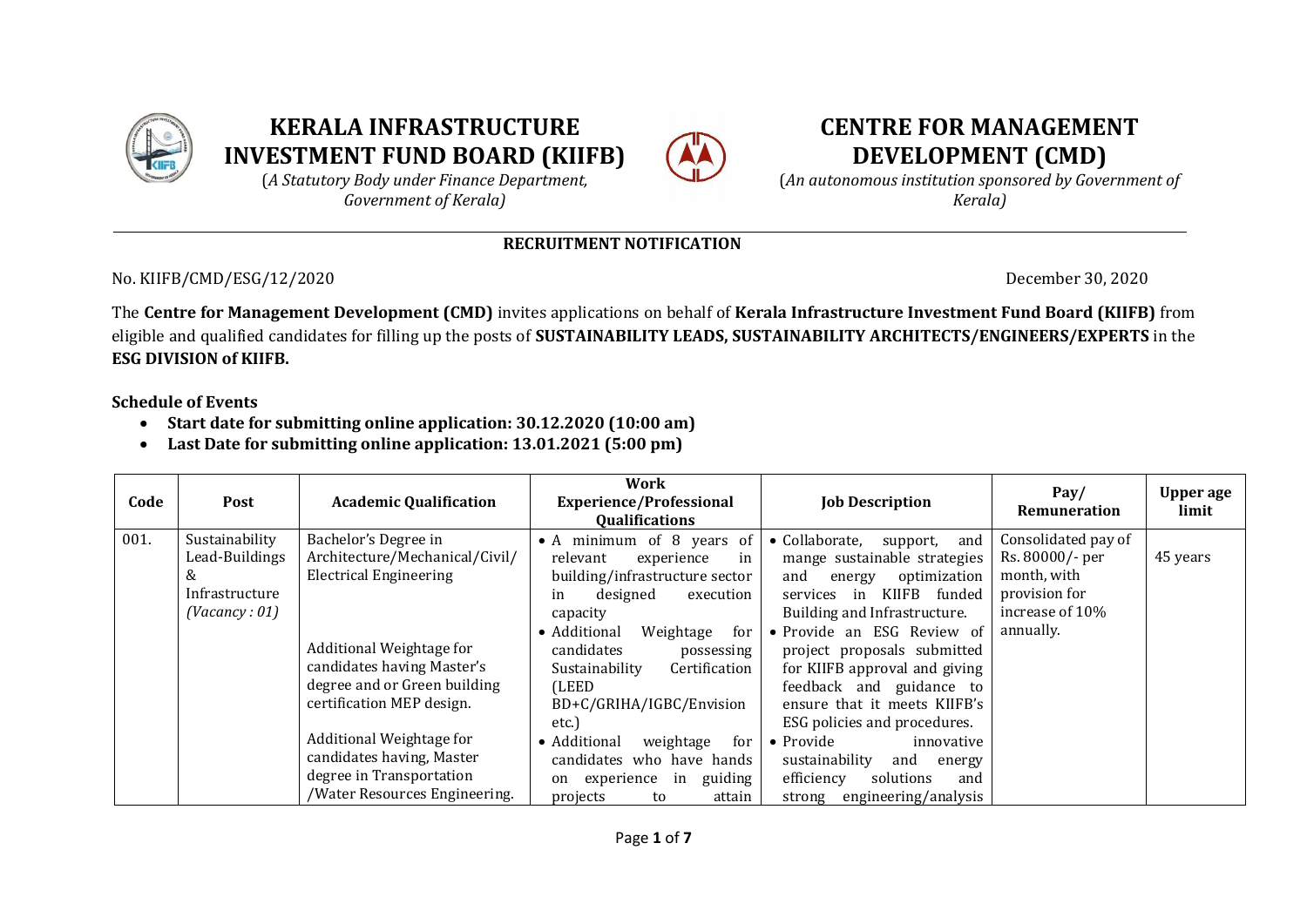# KERALA INFRASTRUCTURE INVESTMENT FUND BOARD (KIIFB)

(*A Statutory Body under Finance Department, Government of Kerala)*

# CENTRE FOR MANAGEMENT DEVELOPMENT (CMD)

(*An autonomous institution sponsored by Government of Kerala)*

**RECRUITMENT NOTIFICATION**

No. KIIFB/CMD/ESG/12/2020

December 30, 2020

The **Centre for Management Development (CMD)** invites applications on behalf of **Kerala Infrastructure Investment Fund Board (KIIFB)** from eligible and qualified candidates for filling up the posts of **SUSTAINABILITY LEADS, SUSTAINABILITY ARCHITECTS/ENGINEERS/EXPERTS** in the **ESG DIVISION of KIIFB.**

**Schedule of Events**

- **Start date for submitting online application: 30.12.2020 (10:00 am)**
- **Last Date for submitting online application: 13.01.2021 (5:00 pm)**

| Code | Post | Academic Qualification | Work Experience/Professional Qualifications | Job Description | Pay/ Remuneration | Upper age limit |
|---|---|---|---|---|---|---|
| 001. | Sustainability Lead-Buildings & Infrastructure *(Vacancy : 01)* | Bachelor's Degree in Architecture/Mechanical/Civil/ Electrical Engineering<br><br>Additional Weightage for candidates having Master's degree and or Green building certification MEP design.<br><br>Additional Weightage for candidates having, Master degree in Transportation /Water Resources Engineering. | • A minimum of 8 years of relevant experience in building/infrastructure sector in designed execution capacity<br>• Additional Weightage for candidates possessing Sustainability Certification (LEED BD+C/GRIHA/IGBC/Envision etc.)<br>• Additional weightage for candidates who have hands on experience in guiding projects to attain | • Collaborate, support, and mange sustainable strategies and energy optimization services in KIIFB funded Building and Infrastructure.<br>• Provide an ESG Review of project proposals submitted for KIIFB approval and giving feedback and guidance to ensure that it meets KIIFB's ESG policies and procedures.<br>• Provide innovative sustainability and energy efficiency solutions and strong engineering/analysis | Consolidated pay of Rs. 80000/- per month, with provision for increase of 10% annually. | 45 years |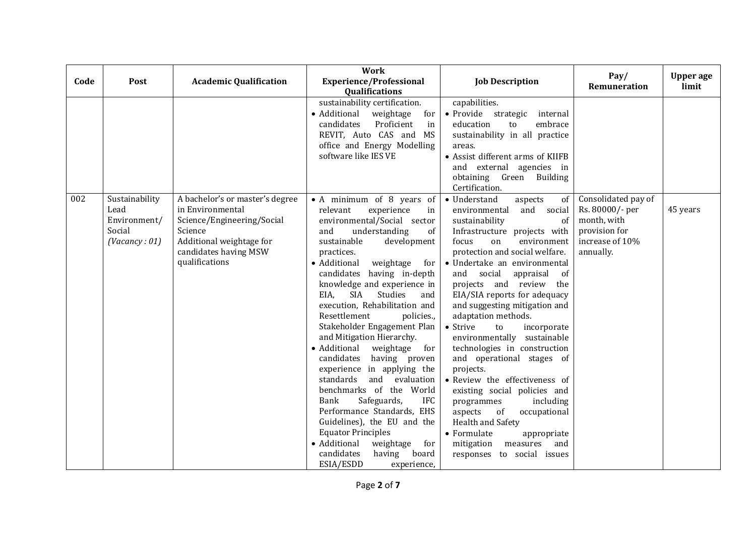| Code | Post | Academic Qualification | Work Experience/Professional Qualifications | Job Description | Pay/ Remuneration | Upper age limit |
|---|---|---|---|---|---|---|
| | | | sustainability certification.<br>• Additional weightage for candidates Proficient in REVIT, Auto CAS and MS office and Energy Modelling software like IES VE | capabilities.<br>• Provide strategic internal education to embrace sustainability in all practice areas.<br>• Assist different arms of KIIFB and external agencies in obtaining Green Building Certification. | | |
| 002 | Sustainability Lead Environment/ Social *(Vacancy : 01)* | A bachelor's or master's degree in Environmental Science/Engineering/Social Science<br>Additional weightage for candidates having MSW qualifications | • A minimum of 8 years of relevant experience in environmental/Social sector and understanding of sustainable development practices.<br>• Additional weightage for candidates having in-depth knowledge and experience in EIA, SIA Studies and execution, Rehabilitation and Resettlement policies., Stakeholder Engagement Plan and Mitigation Hierarchy.<br>• Additional weightage for candidates having proven experience in applying the standards and evaluation benchmarks of the World Bank Safeguards, IFC Performance Standards, EHS Guidelines), the EU and the Equator Principles<br>• Additional weightage for candidates having board ESIA/ESDD experience, | • Understand aspects of environmental and social sustainability of Infrastructure projects with focus on environment protection and social welfare.<br>• Undertake an environmental and social appraisal of projects and review the EIA/SIA reports for adequacy and suggesting mitigation and adaptation methods.<br>• Strive to incorporate environmentally sustainable technologies in construction and operational stages of projects.<br>• Review the effectiveness of existing social policies and programmes including aspects of occupational Health and Safety<br>• Formulate appropriate mitigation measures and responses to social issues | Consolidated pay of Rs. 80000/- per month, with provision for increase of 10% annually. | 45 years |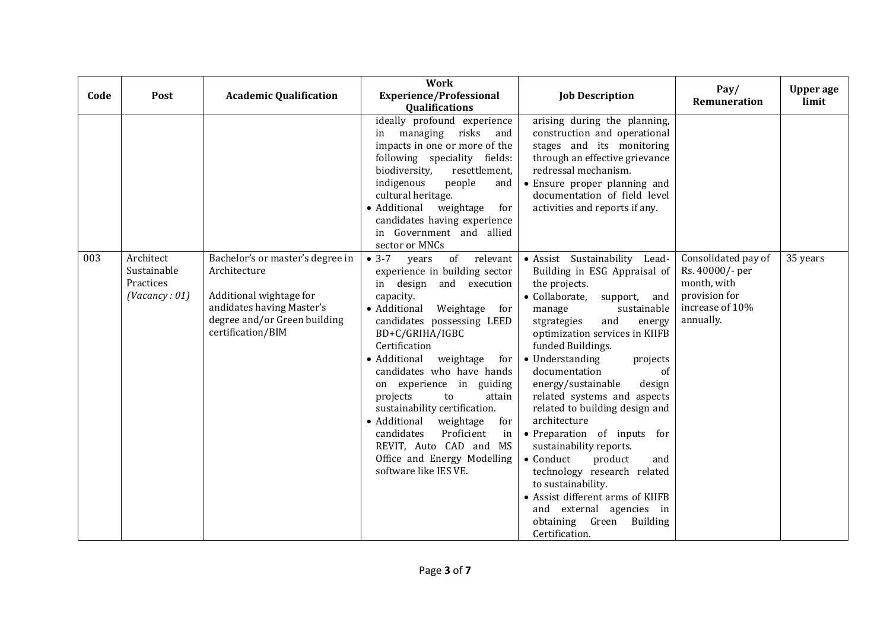| Code | Post | Academic Qualification | Work Experience/Professional Qualifications | Job Description | Pay/ Remuneration | Upper age limit |
|---|---|---|---|---|---|---|
| | | | ideally profound experience in managing risks and impacts in one or more of the following speciality fields: biodiversity, resettlement, indigenous people and cultural heritage.<br>• Additional weightage for candidates having experience in Government and allied sector or MNCs | arising during the planning, construction and operational stages and its monitoring through an effective grievance redressal mechanism.<br>• Ensure proper planning and documentation of field level activities and reports if any. | | |
| 003 | Architect Sustainable Practices *(Vacancy : 01)* | Bachelor's or master's degree in Architecture<br><br>Additional wightage for andidates having Master's degree and/or Green building certification/BIM | • 3-7 years of relevant experience in building sector in design and execution capacity.<br>• Additional Weightage for candidates possessing LEED BD+C/GRIHA/IGBC Certification<br>• Additional weightage for candidates who have hands on experience in guiding projects to attain sustainability certification.<br>• Additional weightage for candidates Proficient in REVIT, Auto CAD and MS Office and Energy Modelling software like IES VE. | • Assist Sustainability Lead-Building in ESG Appraisal of the projects.<br>• Collaborate, support, and manage sustainable stgrategies and energy optimization services in KIIFB funded Buildings.<br>• Understanding projects documentation of energy/sustainable design related systems and aspects related to building design and architecture<br>• Preparation of inputs for sustainability reports.<br>• Conduct product and technology research related to sustainability.<br>• Assist different arms of KIIFB and external agencies in obtaining Green Building Certification. | Consolidated pay of Rs. 40000/- per month, with provision for increase of 10% annually. | 35 years |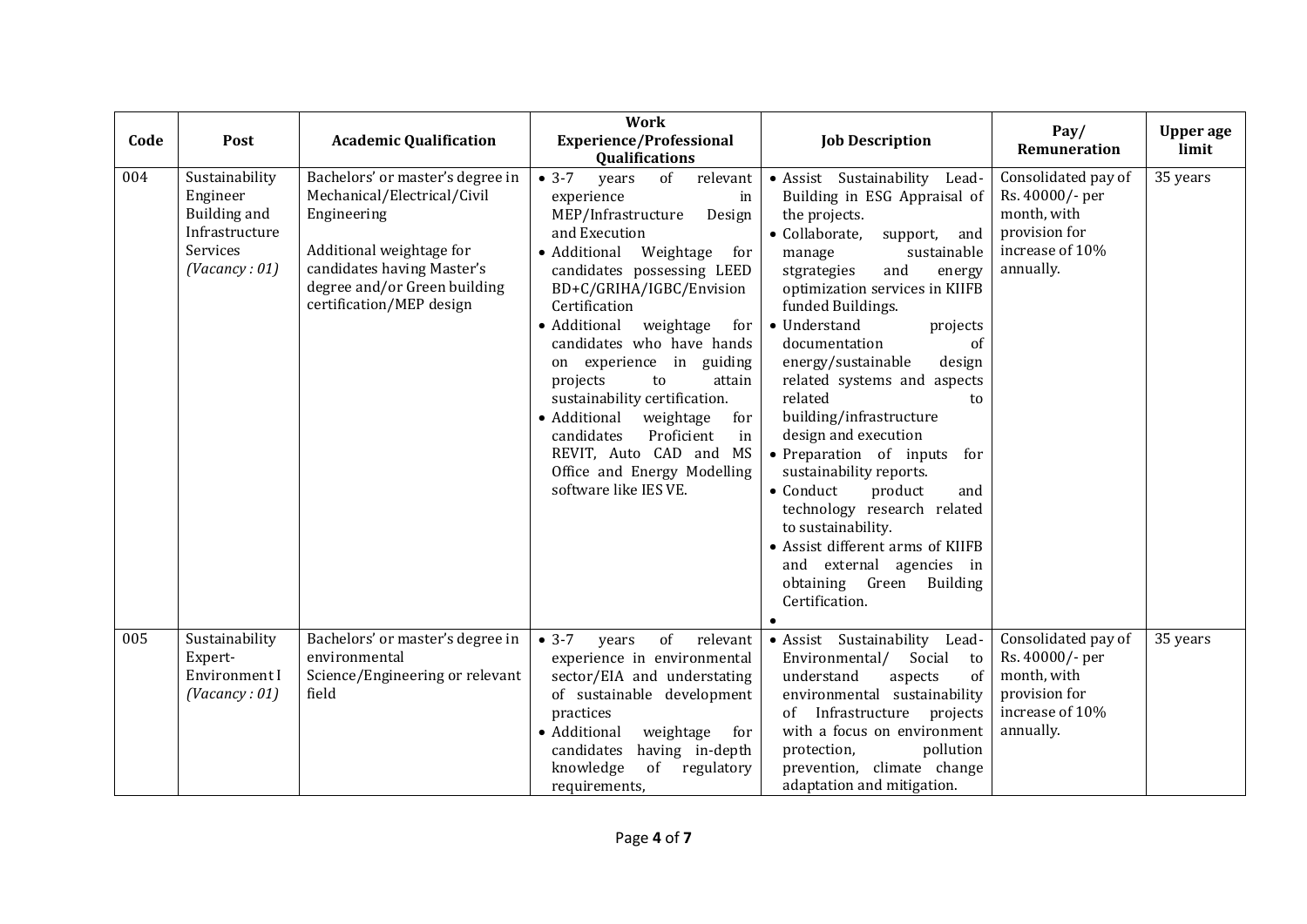| Code | Post | Academic Qualification | Work Experience/Professional Qualifications | Job Description | Pay/ Remuneration | Upper age limit |
|---|---|---|---|---|---|---|
| 004 | Sustainability Engineer Building and Infrastructure Services *(Vacancy : 01)* | Bachelors' or master's degree in Mechanical/Electrical/Civil Engineering<br><br>Additional weightage for candidates having Master's degree and/or Green building certification/MEP design | • 3-7 years of relevant experience in MEP/Infrastructure Design and Execution<br>• Additional Weightage for candidates possessing LEED BD+C/GRIHA/IGBC/Envision Certification<br>• Additional weightage for candidates who have hands on experience in guiding projects to attain sustainability certification.<br>• Additional weightage for candidates Proficient in REVIT, Auto CAD and MS Office and Energy Modelling software like IES VE. | • Assist Sustainability Lead-Building in ESG Appraisal of the projects.<br>• Collaborate, support, and manage sustainable stgrategies and energy optimization services in KIIFB funded Buildings.<br>• Understand projects documentation of energy/sustainable design related systems and aspects related to building/infrastructure design and execution<br>• Preparation of inputs for sustainability reports.<br>• Conduct product and technology research related to sustainability.<br>• Assist different arms of KIIFB and external agencies in obtaining Green Building Certification.<br>• | Consolidated pay of Rs. 40000/- per month, with provision for increase of 10% annually. | 35 years |
| 005 | Sustainability Expert-Environment I *(Vacancy : 01)* | Bachelors' or master's degree in environmental Science/Engineering or relevant field | • 3-7 years of relevant experience in environmental sector/EIA and understating of sustainable development practices<br>• Additional weightage for candidates having in-depth knowledge of regulatory requirements, | • Assist Sustainability Lead-Environmental/ Social to understand aspects of environmental sustainability of Infrastructure projects with a focus on environment protection, pollution prevention, climate change adaptation and mitigation. | Consolidated pay of Rs. 40000/- per month, with provision for increase of 10% annually. | 35 years |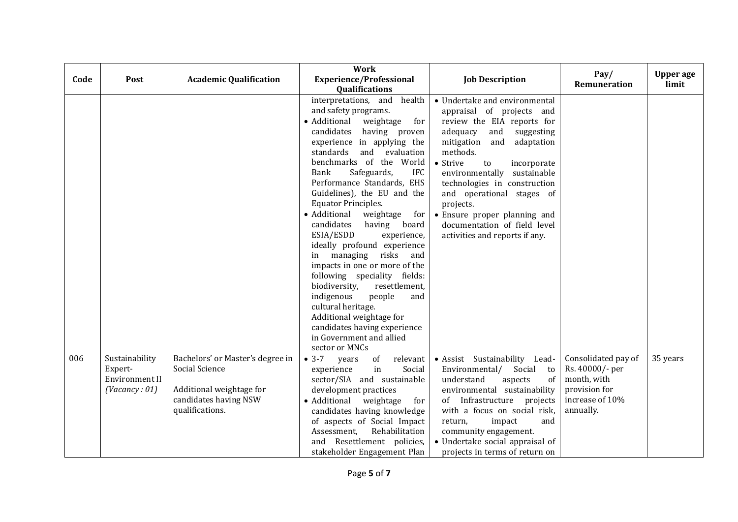| Code | Post | Academic Qualification | Work Experience/Professional Qualifications | Job Description | Pay/ Remuneration | Upper age limit |
|---|---|---|---|---|---|---|
| | | | interpretations, and health and safety programs.<br>• Additional weightage for candidates having proven experience in applying the standards and evaluation benchmarks of the World Bank Safeguards, IFC Performance Standards, EHS Guidelines), the EU and the Equator Principles.<br>• Additional weightage for candidates having board ESIA/ESDD experience, ideally profound experience in managing risks and impacts in one or more of the following speciality fields: biodiversity, resettlement, indigenous people and cultural heritage.<br>Additional weightage for candidates having experience in Government and allied sector or MNCs | • Undertake and environmental appraisal of projects and review the EIA reports for adequacy and suggesting mitigation and adaptation methods.<br>• Strive to incorporate environmentally sustainable technologies in construction and operational stages of projects.<br>• Ensure proper planning and documentation of field level activities and reports if any. | | |
| 006 | Sustainability Expert-Environment II *(Vacancy : 01)* | Bachelors' or Master's degree in Social Science<br><br>Additional weightage for candidates having NSW qualifications. | • 3-7 years of relevant experience in Social sector/SIA and sustainable development practices<br>• Additional weightage for candidates having knowledge of aspects of Social Impact Assessment, Rehabilitation and Resettlement policies, stakeholder Engagement Plan | • Assist Sustainability Lead-Environmental/ Social to understand aspects of environmental sustainability of Infrastructure projects with a focus on social risk, return, impact and community engagement.<br>• Undertake social appraisal of projects in terms of return on | Consolidated pay of Rs. 40000/- per month, with provision for increase of 10% annually. | 35 years |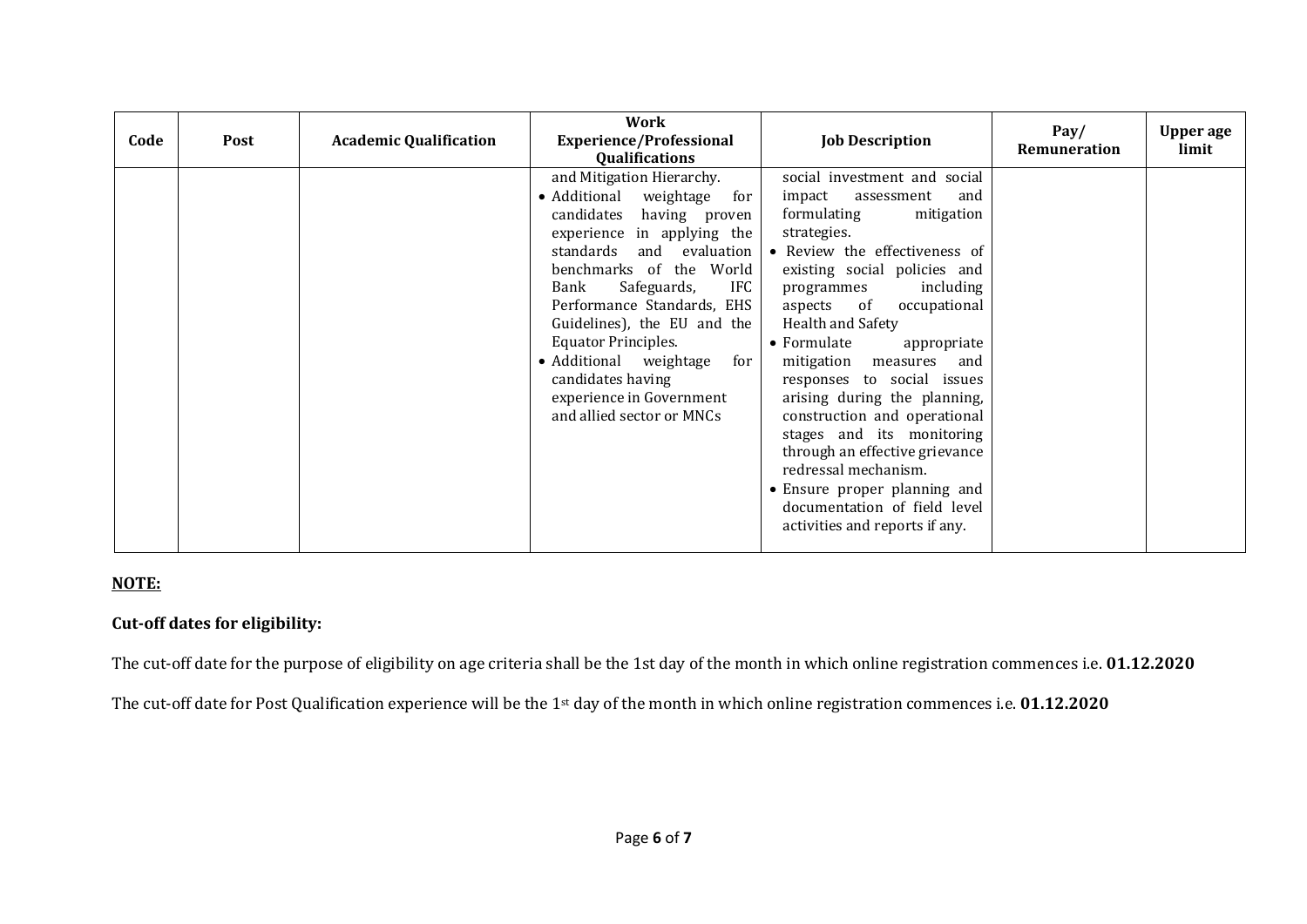| Code | Post | Academic Qualification | Work Experience/Professional Qualifications | Job Description | Pay/ Remuneration | Upper age limit |
|---|---|---|---|---|---|---|
| | | | and Mitigation Hierarchy.<br>• Additional weightage for candidates having proven experience in applying the standards and evaluation benchmarks of the World Bank Safeguards, IFC Performance Standards, EHS Guidelines), the EU and the Equator Principles.<br>• Additional weightage for candidates having experience in Government and allied sector or MNCs | social investment and social impact assessment and formulating mitigation strategies.<br>• Review the effectiveness of existing social policies and programmes including aspects of occupational Health and Safety<br>• Formulate appropriate mitigation measures and responses to social issues arising during the planning, construction and operational stages and its monitoring through an effective grievance redressal mechanism.<br>• Ensure proper planning and documentation of field level activities and reports if any. | | |

**NOTE:**

**Cut-off dates for eligibility:**

The cut-off date for the purpose of eligibility on age criteria shall be the 1st day of the month in which online registration commences i.e. **01.12.2020**

The cut-off date for Post Qualification experience will be the 1st day of the month in which online registration commences i.e. **01.12.2020**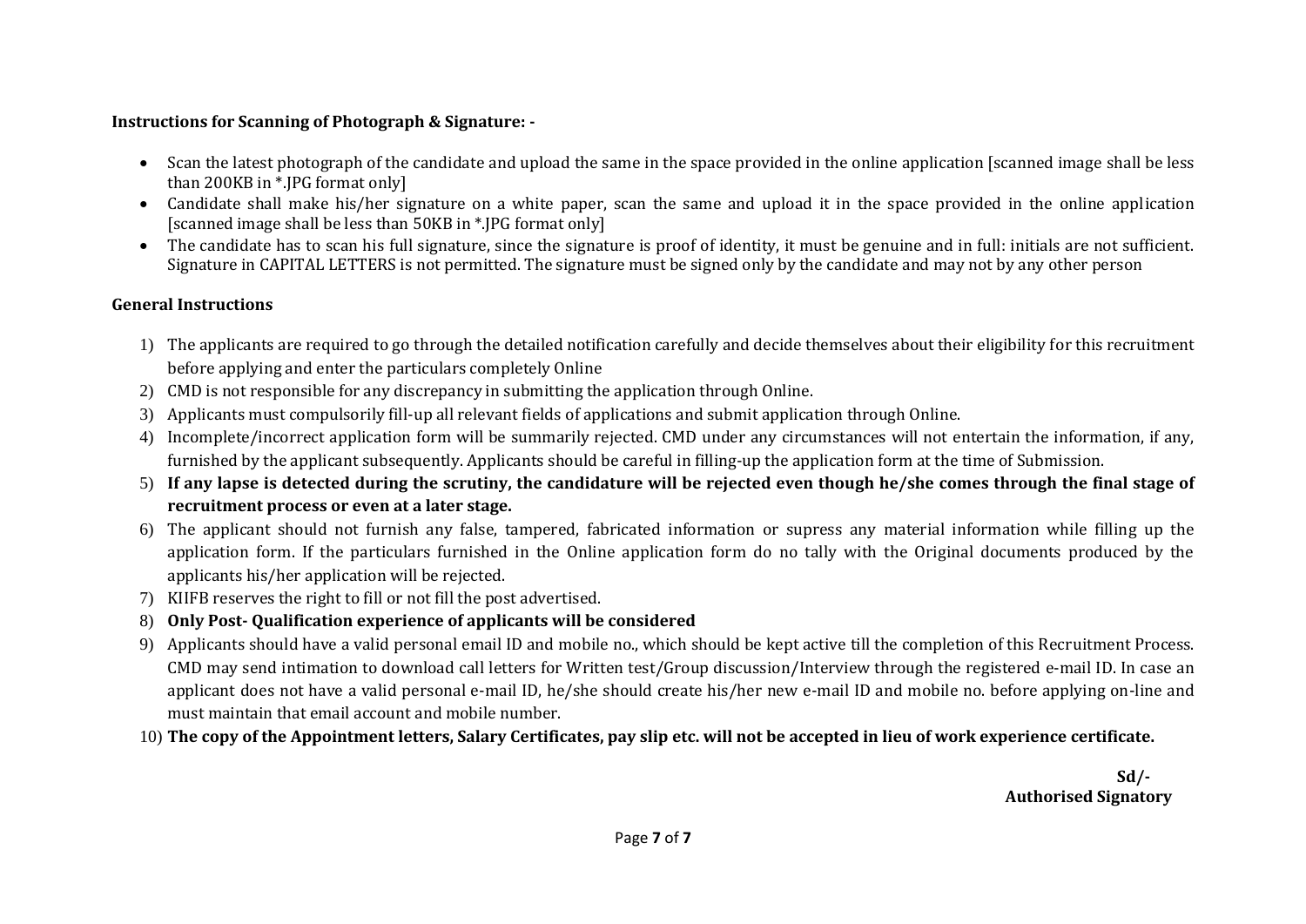**Instructions for Scanning of Photograph & Signature: -**

- Scan the latest photograph of the candidate and upload the same in the space provided in the online application [scanned image shall be less than 200KB in *.JPG format only]
- Candidate shall make his/her signature on a white paper, scan the same and upload it in the space provided in the online application [scanned image shall be less than 50KB in *.JPG format only]
- The candidate has to scan his full signature, since the signature is proof of identity, it must be genuine and in full: initials are not sufficient. Signature in CAPITAL LETTERS is not permitted. The signature must be signed only by the candidate and may not by any other person

**General Instructions**

1) The applicants are required to go through the detailed notification carefully and decide themselves about their eligibility for this recruitment before applying and enter the particulars completely Online
2) CMD is not responsible for any discrepancy in submitting the application through Online.
3) Applicants must compulsorily fill-up all relevant fields of applications and submit application through Online.
4) Incomplete/incorrect application form will be summarily rejected. CMD under any circumstances will not entertain the information, if any, furnished by the applicant subsequently. Applicants should be careful in filling-up the application form at the time of Submission.
5) **If any lapse is detected during the scrutiny, the candidature will be rejected even though he/she comes through the final stage of recruitment process or even at a later stage.**
6) The applicant should not furnish any false, tampered, fabricated information or supress any material information while filling up the application form. If the particulars furnished in the Online application form do no tally with the Original documents produced by the applicants his/her application will be rejected.
7) KIIFB reserves the right to fill or not fill the post advertised.
8) **Only Post- Qualification experience of applicants will be considered**
9) Applicants should have a valid personal email ID and mobile no., which should be kept active till the completion of this Recruitment Process. CMD may send intimation to download call letters for Written test/Group discussion/Interview through the registered e-mail ID. In case an applicant does not have a valid personal e-mail ID, he/she should create his/her new e-mail ID and mobile no. before applying on-line and must maintain that email account and mobile number.
10) **The copy of the Appointment letters, Salary Certificates, pay slip etc. will not be accepted in lieu of work experience certificate.**

**Sd/-**
**Authorised Signatory**